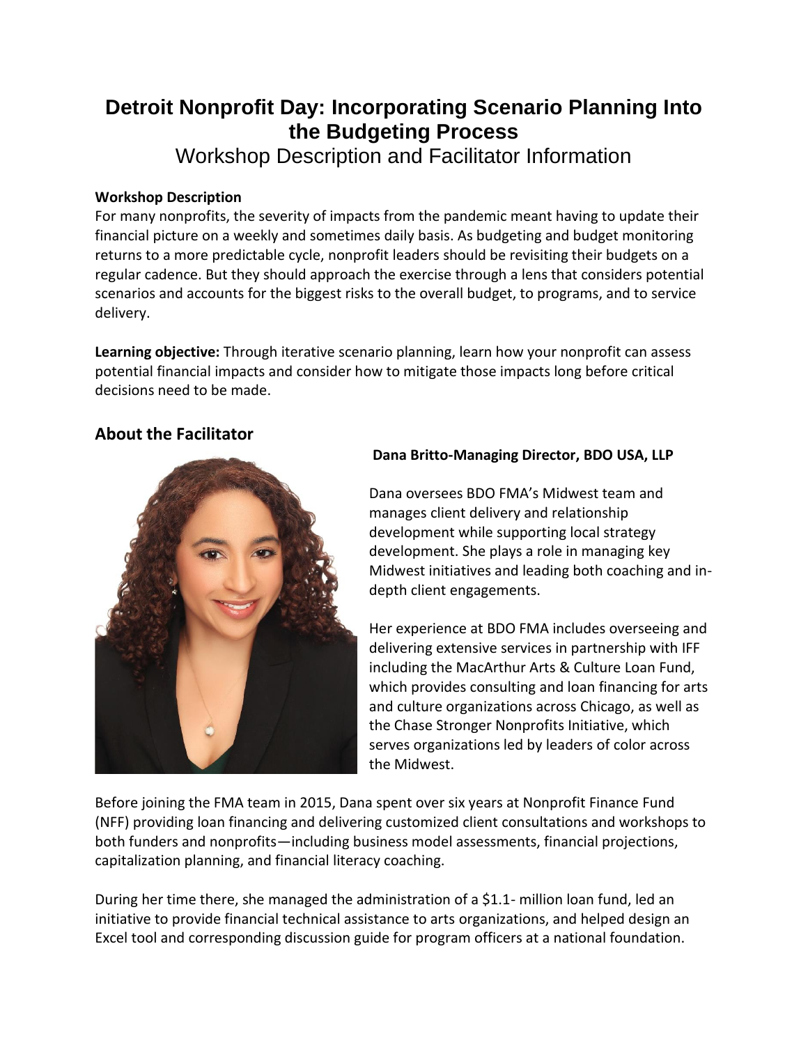# Detroit Nonprofit Day: Incorporating Scenario Planning Into the Budgeting Process

Workshop Description and Facilitator Information

**Workshop Description**

For many nonprofits, the severity of impacts from the pandemic meant having to update their financial picture on a weekly and sometimes daily basis. As budgeting and budget monitoring returns to a more predictable cycle, nonprofit leaders should be revisiting their budgets on a regular cadence. But they should approach the exercise through a lens that considers potential scenarios and accounts for the biggest risks to the overall budget, to programs, and to service delivery.

**Learning objective:** Through iterative scenario planning, learn how your nonprofit can assess potential financial impacts and consider how to mitigate those impacts long before critical decisions need to be made.

## About the Facilitator

**Dana Britto-Managing Director, BDO USA, LLP**

Dana oversees BDO FMA's Midwest team and manages client delivery and relationship development while supporting local strategy development. She plays a role in managing key Midwest initiatives and leading both coaching and in-depth client engagements.

Her experience at BDO FMA includes overseeing and delivering extensive services in partnership with IFF including the MacArthur Arts & Culture Loan Fund, which provides consulting and loan financing for arts and culture organizations across Chicago, as well as the Chase Stronger Nonprofits Initiative, which serves organizations led by leaders of color across the Midwest.

Before joining the FMA team in 2015, Dana spent over six years at Nonprofit Finance Fund (NFF) providing loan financing and delivering customized client consultations and workshops to both funders and nonprofits—including business model assessments, financial projections, capitalization planning, and financial literacy coaching.

During her time there, she managed the administration of a $1.1- million loan fund, led an initiative to provide financial technical assistance to arts organizations, and helped design an Excel tool and corresponding discussion guide for program officers at a national foundation.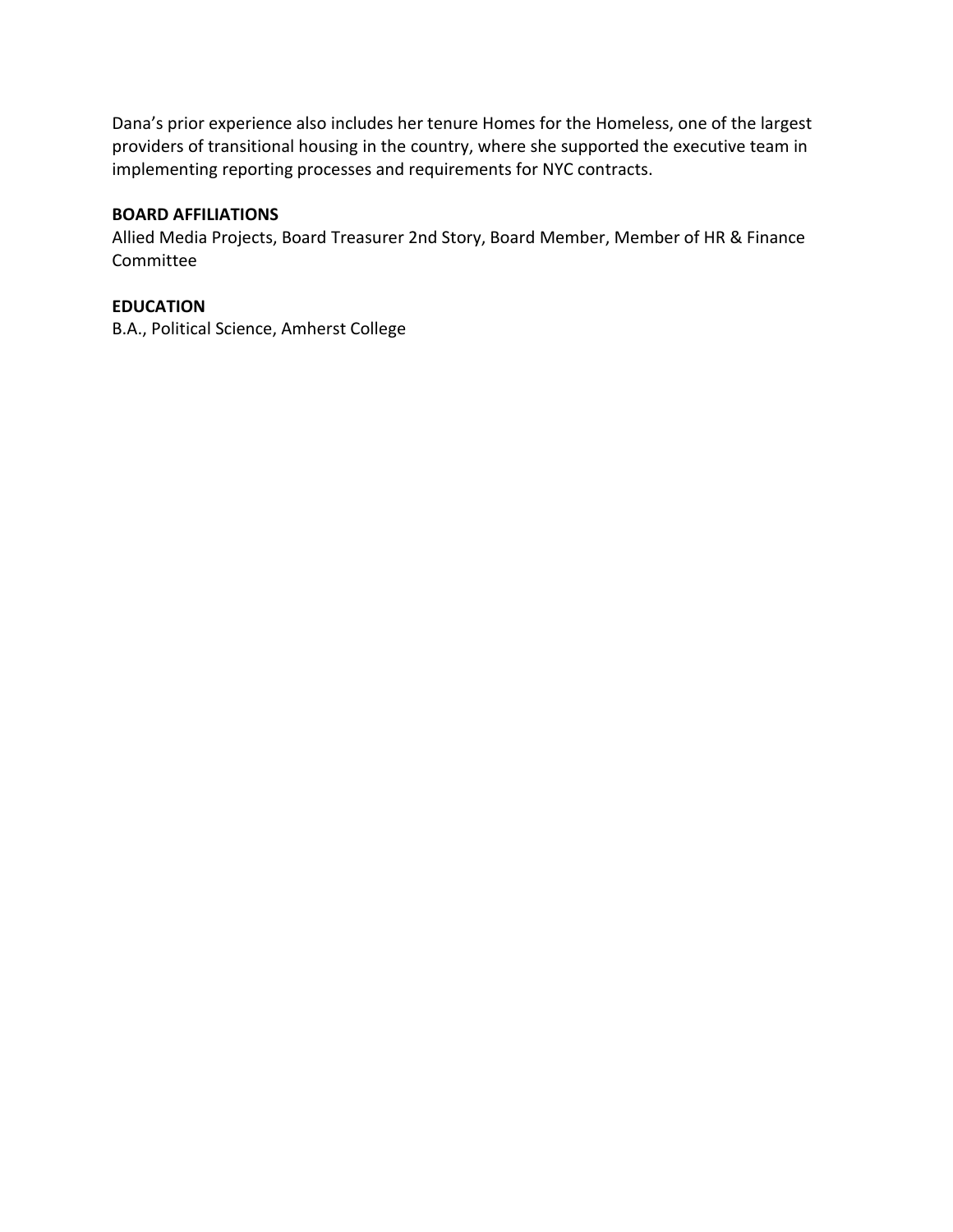Dana's prior experience also includes her tenure Homes for the Homeless, one of the largest providers of transitional housing in the country, where she supported the executive team in implementing reporting processes and requirements for NYC contracts.

**BOARD AFFILIATIONS**

Allied Media Projects, Board Treasurer 2nd Story, Board Member, Member of HR & Finance Committee

**EDUCATION**

B.A., Political Science, Amherst College